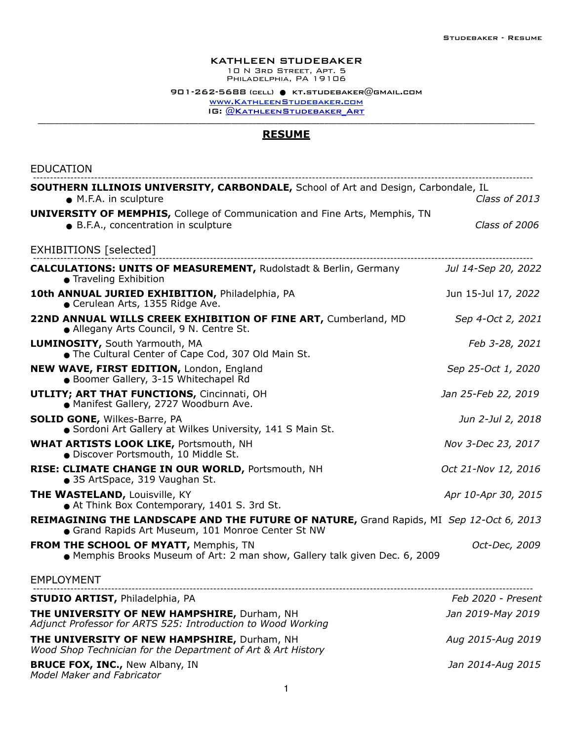# KATHLEEN STUDEBAKER

10 N 3rd Street, Apt. 5
Philadelphia, PA 19106

901-262-5688 (cell) ● kt.studebaker@gmail.com
[www.KathleenStudebaker.com](http://www.KathleenStudebaker.com)
IG: @KathleenStudebaker_Art

---

## RESUME

### EDUCATION

**SOUTHERN ILLINOIS UNIVERSITY, CARBONDALE,** School of Art and Design, Carbondale, IL
- M.F.A. in sculpture — *Class of 2013*

**UNIVERSITY OF MEMPHIS,** College of Communication and Fine Arts, Memphis, TN
- B.F.A., concentration in sculpture — *Class of 2006*

### EXHIBITIONS [selected]

**CALCULATIONS: UNITS OF MEASUREMENT,** Rudolstadt & Berlin, Germany — *Jul 14-Sep 20, 2022*
- Traveling Exhibition

**10th ANNUAL JURIED EXHIBITION,** Philadelphia, PA — Jun 15-Jul 17, *2022*
- Cerulean Arts, 1355 Ridge Ave.

**22ND ANNUAL WILLS CREEK EXHIBITION OF FINE ART,** Cumberland, MD — *Sep 4-Oct 2, 2021*
- Allegany Arts Council, 9 N. Centre St.

**LUMINOSITY,** South Yarmouth, MA — *Feb 3-28, 2021*
- The Cultural Center of Cape Cod, 307 Old Main St.

**NEW WAVE, FIRST EDITION,** London, England — *Sep 25-Oct 1, 2020*
- Boomer Gallery, 3-15 Whitechapel Rd

**UTLITY; ART THAT FUNCTIONS,** Cincinnati, OH — *Jan 25-Feb 22, 2019*
- Manifest Gallery, 2727 Woodburn Ave.

**SOLID GONE,** Wilkes-Barre, PA — *Jun 2-Jul 2, 2018*
- Sordoni Art Gallery at Wilkes University, 141 S Main St.

**WHAT ARTISTS LOOK LIKE,** Portsmouth, NH — *Nov 3-Dec 23, 2017*
- Discover Portsmouth, 10 Middle St.

**RISE: CLIMATE CHANGE IN OUR WORLD,** Portsmouth, NH — *Oct 21-Nov 12, 2016*
- 3S ArtSpace, 319 Vaughan St.

**THE WASTELAND,** Louisville, KY — *Apr 10-Apr 30, 2015*
- At Think Box Contemporary, 1401 S. 3rd St.

**REIMAGINING THE LANDSCAPE AND THE FUTURE OF NATURE,** Grand Rapids, MI — *Sep 12-Oct 6, 2013*
- Grand Rapids Art Museum, 101 Monroe Center St NW

**FROM THE SCHOOL OF MYATT,** Memphis, TN — *Oct-Dec, 2009*
- Memphis Brooks Museum of Art: 2 man show, Gallery talk given Dec. 6, 2009

### EMPLOYMENT

**STUDIO ARTIST,** Philadelphia, PA — *Feb 2020 - Present*

**THE UNIVERSITY OF NEW HAMPSHIRE,** Durham, NH — *Jan 2019-May 2019*
*Adjunct Professor for ARTS 525: Introduction to Wood Working*

**THE UNIVERSITY OF NEW HAMPSHIRE,** Durham, NH — *Aug 2015-Aug 2019*
*Wood Shop Technician for the Department of Art & Art History*

**BRUCE FOX, INC.,** New Albany, IN — *Jan 2014-Aug 2015*
*Model Maker and Fabricator*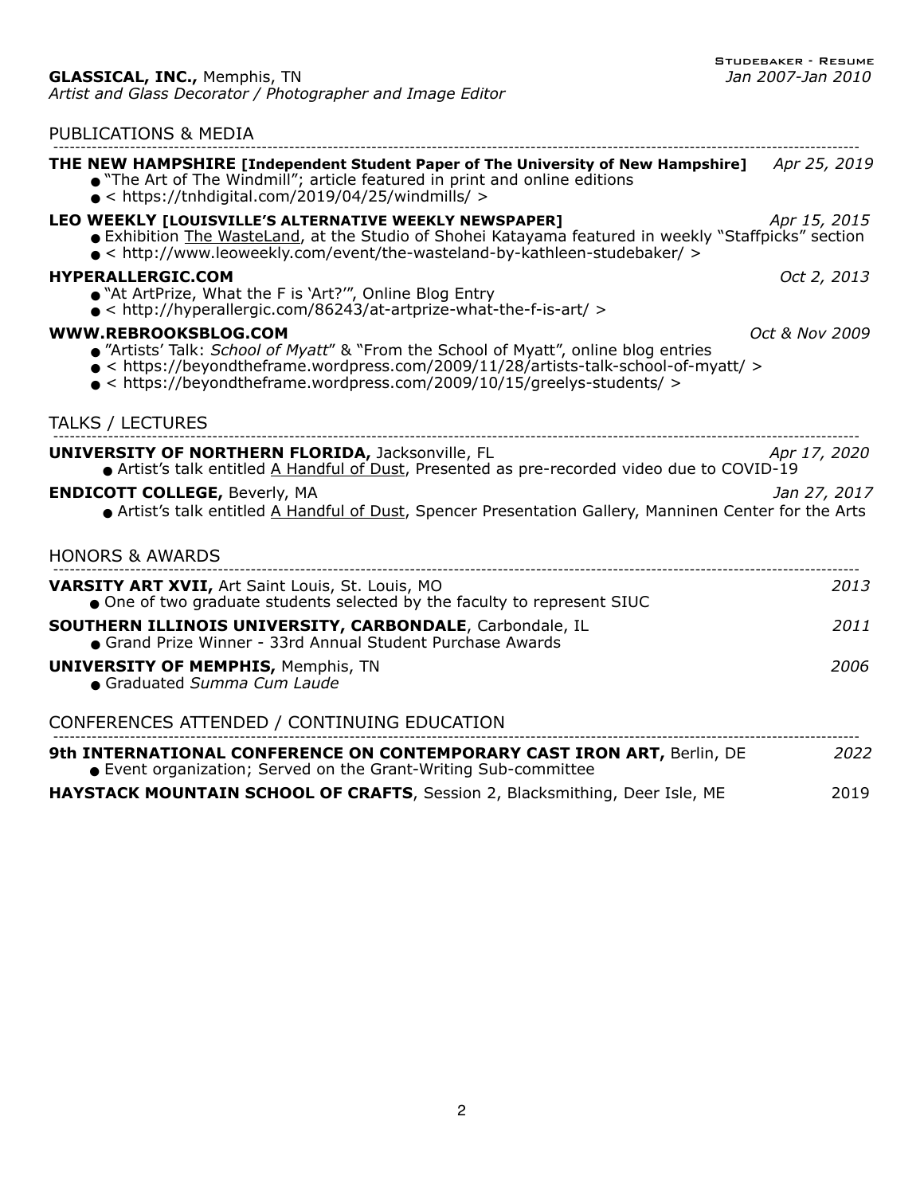**GLASSICAL, INC.,** Memphis, TN *Jan 2007-Jan 2010*
*Artist and Glass Decorator / Photographer and Image Editor*

## PUBLICATIONS & MEDIA

**THE NEW HAMPSHIRE [Independent Student Paper of The University of New Hampshire]** *Apr 25, 2019*
- "The Art of The Windmill"; article featured in print and online editions
- < https://tnhdigital.com/2019/04/25/windmills/ >

**LEO WEEKLY [LOUISVILLE'S ALTERNATIVE WEEKLY NEWSPAPER]** *Apr 15, 2015*
- Exhibition <u>The WasteLand</u>, at the Studio of Shohei Katayama featured in weekly "Staffpicks" section
- < http://www.leoweekly.com/event/the-wasteland-by-kathleen-studebaker/ >

**HYPERALLERGIC.COM** *Oct 2, 2013*
- "At ArtPrize, What the F is 'Art?'", Online Blog Entry
- < http://hyperallergic.com/86243/at-artprize-what-the-f-is-art/ >

**WWW.REBROOKSBLOG.COM** *Oct & Nov 2009*
- "Artists' Talk: *School of Myatt*" & "From the School of Myatt", online blog entries
- < https://beyondtheframe.wordpress.com/2009/11/28/artists-talk-school-of-myatt/ >
- < https://beyondtheframe.wordpress.com/2009/10/15/greelys-students/ >

## TALKS / LECTURES

**UNIVERSITY OF NORTHERN FLORIDA,** Jacksonville, FL *Apr 17, 2020*
- Artist's talk entitled <u>A Handful of Dust</u>, Presented as pre-recorded video due to COVID-19

**ENDICOTT COLLEGE,** Beverly, MA *Jan 27, 2017*
- Artist's talk entitled <u>A Handful of Dust</u>, Spencer Presentation Gallery, Manninen Center for the Arts

## HONORS & AWARDS

**VARSITY ART XVII,** Art Saint Louis, St. Louis, MO *2013*
- One of two graduate students selected by the faculty to represent SIUC

**SOUTHERN ILLINOIS UNIVERSITY, CARBONDALE**, Carbondale, IL *2011*
- Grand Prize Winner - 33rd Annual Student Purchase Awards

**UNIVERSITY OF MEMPHIS,** Memphis, TN *2006*
- Graduated *Summa Cum Laude*

## CONFERENCES ATTENDED / CONTINUING EDUCATION

**9th INTERNATIONAL CONFERENCE ON CONTEMPORARY CAST IRON ART,** Berlin, DE *2022*
- Event organization; Served on the Grant-Writing Sub-committee

**HAYSTACK MOUNTAIN SCHOOL OF CRAFTS**, Session 2, Blacksmithing, Deer Isle, ME 2019